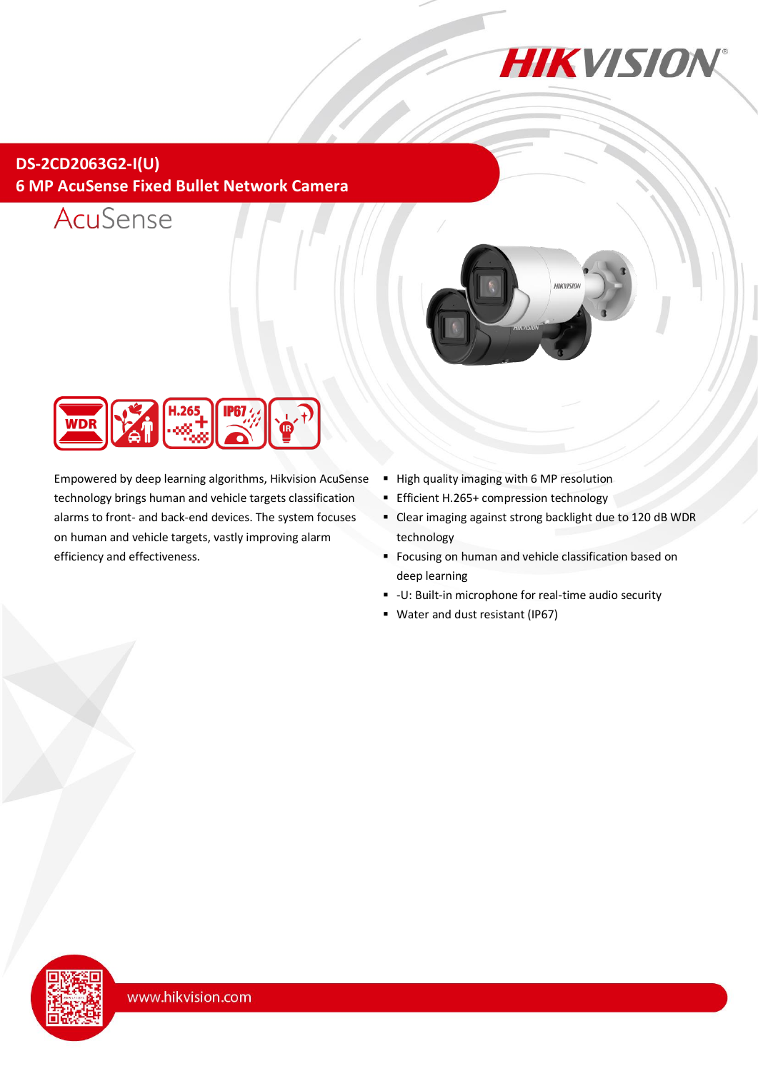# DS-2CD2063G2-I(U)

## 6 MP AcuSense Fixed Bullet Network Camera

AcuSense

Empowered by deep learning algorithms, Hikvision AcuSense technology brings human and vehicle targets classification alarms to front- and back-end devices. The system focuses on human and vehicle targets, vastly improving alarm efficiency and effectiveness.

- High quality imaging with 6 MP resolution
- Efficient H.265+ compression technology
- Clear imaging against strong backlight due to 120 dB WDR technology
- Focusing on human and vehicle classification based on deep learning
- -U: Built-in microphone for real-time audio security
- Water and dust resistant (IP67)

www.hikvision.com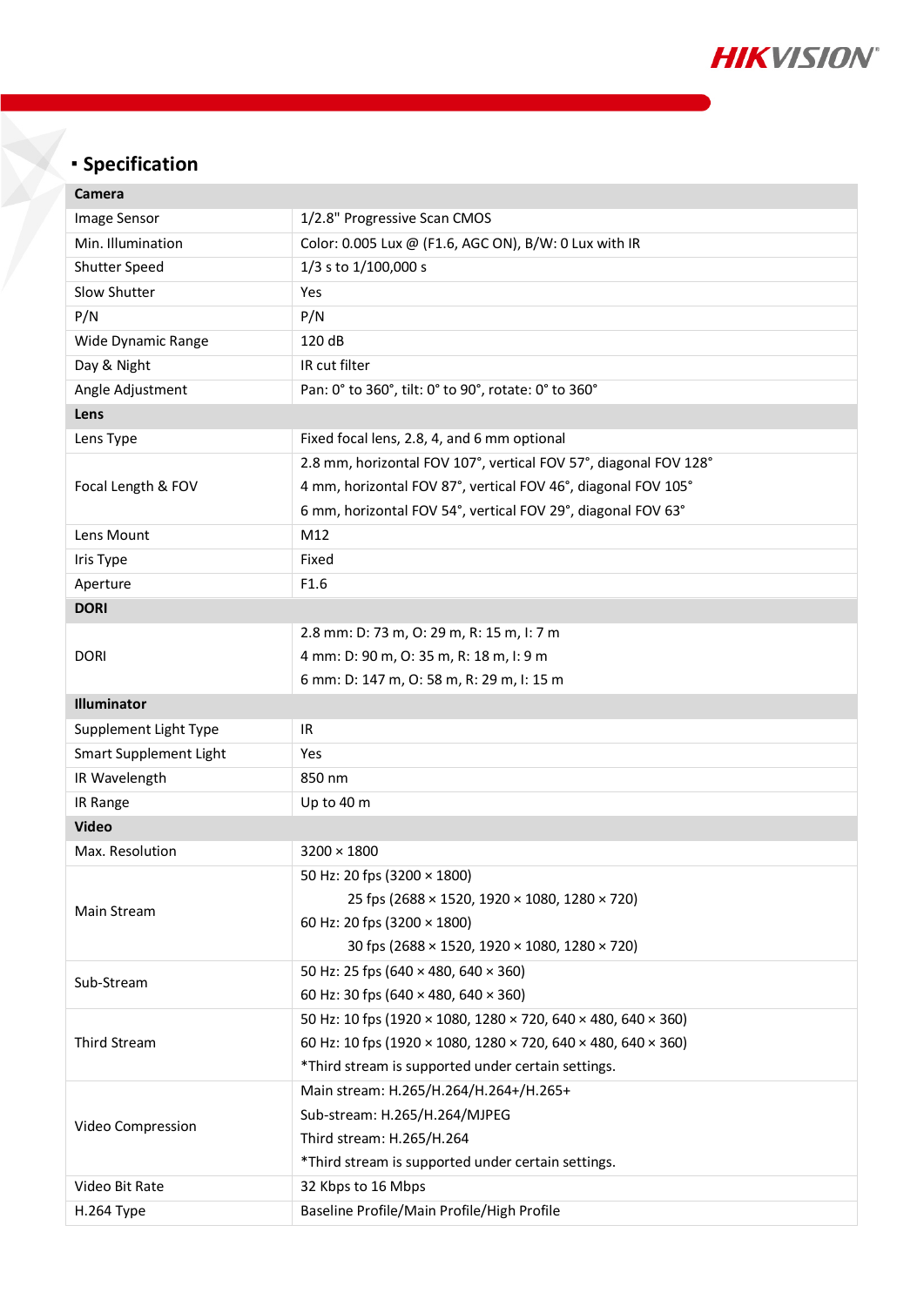## Specification

| Camera | |
|---|---|
| Image Sensor | 1/2.8" Progressive Scan CMOS |
| Min. Illumination | Color: 0.005 Lux @ (F1.6, AGC ON), B/W: 0 Lux with IR |
| Shutter Speed | 1/3 s to 1/100,000 s |
| Slow Shutter | Yes |
| P/N | P/N |
| Wide Dynamic Range | 120 dB |
| Day & Night | IR cut filter |
| Angle Adjustment | Pan: 0° to 360°, tilt: 0° to 90°, rotate: 0° to 360° |
| **Lens** | |
| Lens Type | Fixed focal lens, 2.8, 4, and 6 mm optional |
| Focal Length & FOV | 2.8 mm, horizontal FOV 107°, vertical FOV 57°, diagonal FOV 128°<br>4 mm, horizontal FOV 87°, vertical FOV 46°, diagonal FOV 105°<br>6 mm, horizontal FOV 54°, vertical FOV 29°, diagonal FOV 63° |
| Lens Mount | M12 |
| Iris Type | Fixed |
| Aperture | F1.6 |
| **DORI** | |
| DORI | 2.8 mm: D: 73 m, O: 29 m, R: 15 m, I: 7 m<br>4 mm: D: 90 m, O: 35 m, R: 18 m, I: 9 m<br>6 mm: D: 147 m, O: 58 m, R: 29 m, I: 15 m |
| **Illuminator** | |
| Supplement Light Type | IR |
| Smart Supplement Light | Yes |
| IR Wavelength | 850 nm |
| IR Range | Up to 40 m |
| **Video** | |
| Max. Resolution | 3200 × 1800 |
| Main Stream | 50 Hz: 20 fps (3200 × 1800)<br>25 fps (2688 × 1520, 1920 × 1080, 1280 × 720)<br>60 Hz: 20 fps (3200 × 1800)<br>30 fps (2688 × 1520, 1920 × 1080, 1280 × 720) |
| Sub-Stream | 50 Hz: 25 fps (640 × 480, 640 × 360)<br>60 Hz: 30 fps (640 × 480, 640 × 360) |
| Third Stream | 50 Hz: 10 fps (1920 × 1080, 1280 × 720, 640 × 480, 640 × 360)<br>60 Hz: 10 fps (1920 × 1080, 1280 × 720, 640 × 480, 640 × 360)<br>*Third stream is supported under certain settings. |
| Video Compression | Main stream: H.265/H.264/H.264+/H.265+<br>Sub-stream: H.265/H.264/MJPEG<br>Third stream: H.265/H.264<br>*Third stream is supported under certain settings. |
| Video Bit Rate | 32 Kbps to 16 Mbps |
| H.264 Type | Baseline Profile/Main Profile/High Profile |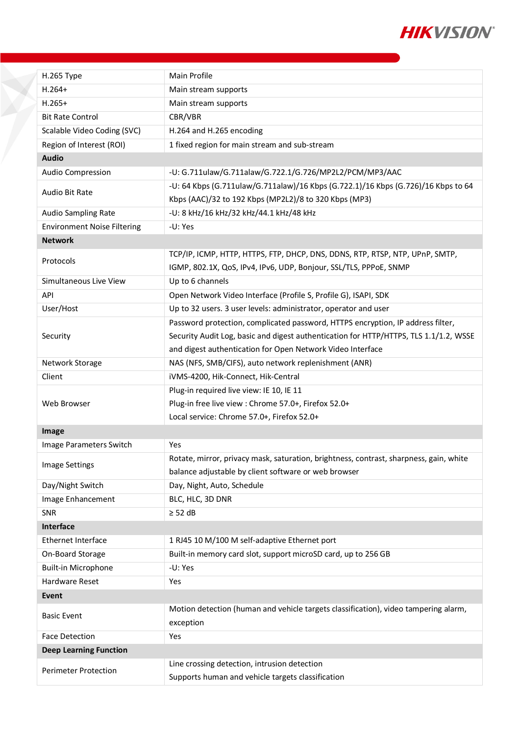| H.265 Type | Main Profile |
|---|---|
| H.264+ | Main stream supports |
| H.265+ | Main stream supports |
| Bit Rate Control | CBR/VBR |
| Scalable Video Coding (SVC) | H.264 and H.265 encoding |
| Region of Interest (ROI) | 1 fixed region for main stream and sub-stream |
| **Audio** | |
| Audio Compression | -U: G.711ulaw/G.711alaw/G.722.1/G.726/MP2L2/PCM/MP3/AAC |
| Audio Bit Rate | -U: 64 Kbps (G.711ulaw/G.711alaw)/16 Kbps (G.722.1)/16 Kbps (G.726)/16 Kbps to 64 Kbps (AAC)/32 to 192 Kbps (MP2L2)/8 to 320 Kbps (MP3) |
| Audio Sampling Rate | -U: 8 kHz/16 kHz/32 kHz/44.1 kHz/48 kHz |
| Environment Noise Filtering | -U: Yes |
| **Network** | |
| Protocols | TCP/IP, ICMP, HTTP, HTTPS, FTP, DHCP, DNS, DDNS, RTP, RTSP, NTP, UPnP, SMTP, IGMP, 802.1X, QoS, IPv4, IPv6, UDP, Bonjour, SSL/TLS, PPPoE, SNMP |
| Simultaneous Live View | Up to 6 channels |
| API | Open Network Video Interface (Profile S, Profile G), ISAPI, SDK |
| User/Host | Up to 32 users. 3 user levels: administrator, operator and user |
| Security | Password protection, complicated password, HTTPS encryption, IP address filter, Security Audit Log, basic and digest authentication for HTTP/HTTPS, TLS 1.1/1.2, WSSE and digest authentication for Open Network Video Interface |
| Network Storage | NAS (NFS, SMB/CIFS), auto network replenishment (ANR) |
| Client | iVMS-4200, Hik-Connect, Hik-Central |
| Web Browser | Plug-in required live view: IE 10, IE 11<br>Plug-in free live view : Chrome 57.0+, Firefox 52.0+<br>Local service: Chrome 57.0+, Firefox 52.0+ |
| **Image** | |
| Image Parameters Switch | Yes |
| Image Settings | Rotate, mirror, privacy mask, saturation, brightness, contrast, sharpness, gain, white balance adjustable by client software or web browser |
| Day/Night Switch | Day, Night, Auto, Schedule |
| Image Enhancement | BLC, HLC, 3D DNR |
| SNR | ≥ 52 dB |
| **Interface** | |
| Ethernet Interface | 1 RJ45 10 M/100 M self-adaptive Ethernet port |
| On-Board Storage | Built-in memory card slot, support microSD card, up to 256 GB |
| Built-in Microphone | -U: Yes |
| Hardware Reset | Yes |
| **Event** | |
| Basic Event | Motion detection (human and vehicle targets classification), video tampering alarm, exception |
| Face Detection | Yes |
| **Deep Learning Function** | |
| Perimeter Protection | Line crossing detection, intrusion detection<br>Supports human and vehicle targets classification |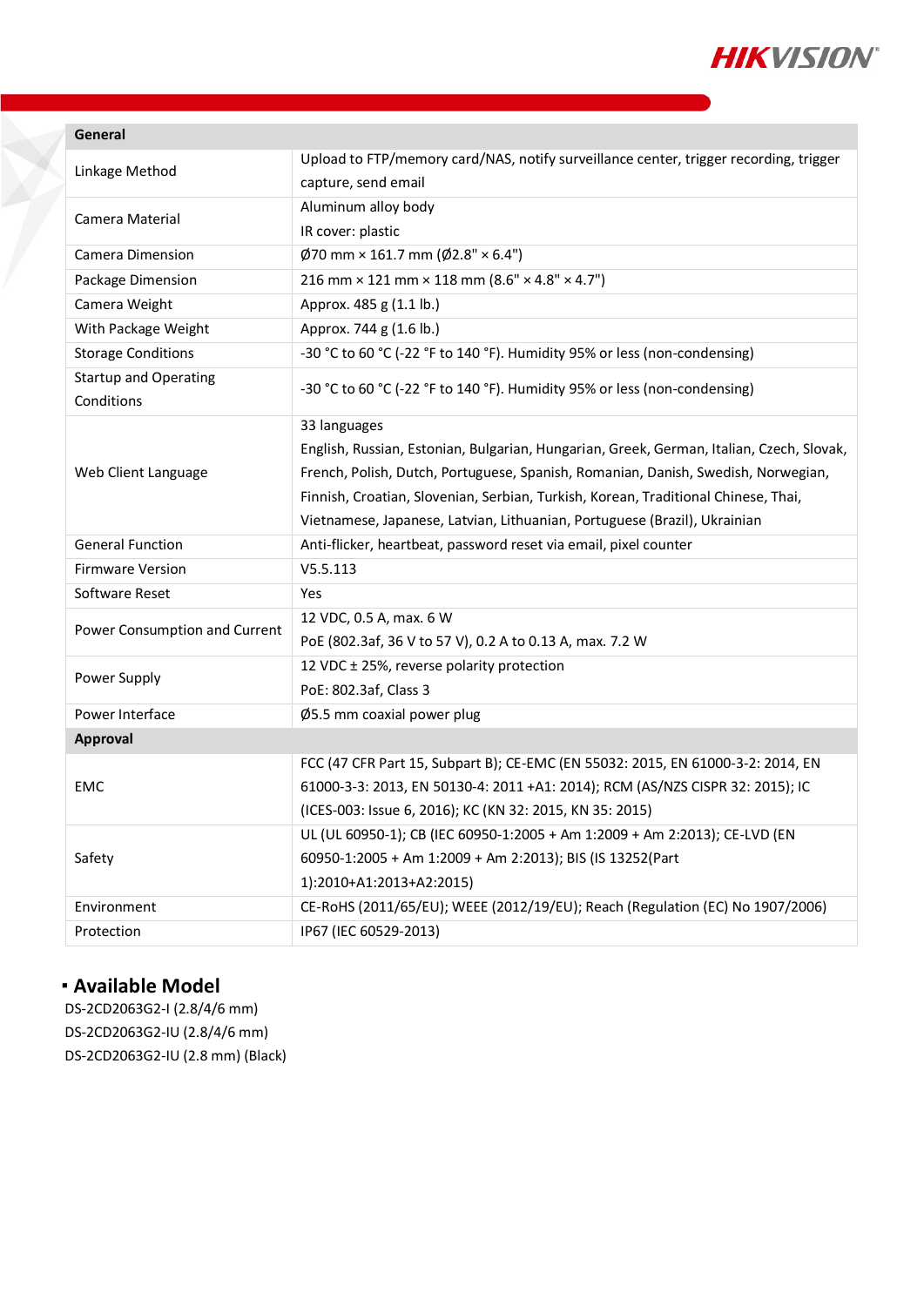| General | |
|---|---|
| Linkage Method | Upload to FTP/memory card/NAS, notify surveillance center, trigger recording, trigger capture, send email |
| Camera Material | Aluminum alloy body<br>IR cover: plastic |
| Camera Dimension | Ø70 mm × 161.7 mm (Ø2.8" × 6.4") |
| Package Dimension | 216 mm × 121 mm × 118 mm (8.6" × 4.8" × 4.7") |
| Camera Weight | Approx. 485 g (1.1 lb.) |
| With Package Weight | Approx. 744 g (1.6 lb.) |
| Storage Conditions | -30 °C to 60 °C (-22 °F to 140 °F). Humidity 95% or less (non-condensing) |
| Startup and Operating Conditions | -30 °C to 60 °C (-22 °F to 140 °F). Humidity 95% or less (non-condensing) |
| Web Client Language | 33 languages<br>English, Russian, Estonian, Bulgarian, Hungarian, Greek, German, Italian, Czech, Slovak, French, Polish, Dutch, Portuguese, Spanish, Romanian, Danish, Swedish, Norwegian, Finnish, Croatian, Slovenian, Serbian, Turkish, Korean, Traditional Chinese, Thai, Vietnamese, Japanese, Latvian, Lithuanian, Portuguese (Brazil), Ukrainian |
| General Function | Anti-flicker, heartbeat, password reset via email, pixel counter |
| Firmware Version | V5.5.113 |
| Software Reset | Yes |
| Power Consumption and Current | 12 VDC, 0.5 A, max. 6 W<br>PoE (802.3af, 36 V to 57 V), 0.2 A to 0.13 A, max. 7.2 W |
| Power Supply | 12 VDC ± 25%, reverse polarity protection<br>PoE: 802.3af, Class 3 |
| Power Interface | Ø5.5 mm coaxial power plug |
| **Approval** | |
| EMC | FCC (47 CFR Part 15, Subpart B); CE-EMC (EN 55032: 2015, EN 61000-3-2: 2014, EN 61000-3-3: 2013, EN 50130-4: 2011 +A1: 2014); RCM (AS/NZS CISPR 32: 2015); IC (ICES-003: Issue 6, 2016); KC (KN 32: 2015, KN 35: 2015) |
| Safety | UL (UL 60950-1); CB (IEC 60950-1:2005 + Am 1:2009 + Am 2:2013); CE-LVD (EN 60950-1:2005 + Am 1:2009 + Am 2:2013); BIS (IS 13252(Part 1):2010+A1:2013+A2:2015) |
| Environment | CE-RoHS (2011/65/EU); WEEE (2012/19/EU); Reach (Regulation (EC) No 1907/2006) |
| Protection | IP67 (IEC 60529-2013) |

## Available Model

DS-2CD2063G2-I (2.8/4/6 mm)
DS-2CD2063G2-IU (2.8/4/6 mm)
DS-2CD2063G2-IU (2.8 mm) (Black)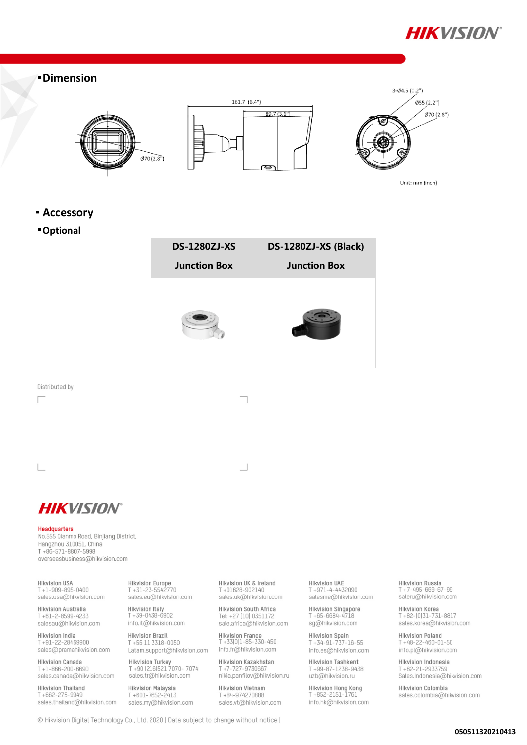## Dimension

3-Ø4.5 (0.2")
Ø55 (2.2")
Ø70 (2.8")
161.7 (6.4")
89.7 (3.6")
Ø70 (2.8")

Unit: mm (inch)

## Accessory

### Optional

| DS-1280ZJ-XS Junction Box | DS-1280ZJ-XS (Black) Junction Box |
|---|---|
| | |

Distributed by

**HIKVISION**

**Headquarters**
No.555 Qianmo Road, Binjiang District,
Hangzhou 310051, China
T +86-571-8807-5998
overseasbusiness@hikvision.com

**Hikvision USA**
T +1-909-895-0400
sales.usa@hikvision.com

**Hikvision Australia**
T +61-2-8599-4233
salesau@hikvision.com

**Hikvision India**
T +91-22-28469900
sales@pramahikvision.com

**Hikvision Canada**
T +1-866-200-6690
sales.canada@hikvision.com

**Hikvision Thailand**
T +662-275-9949
sales.thailand@hikvision.com

**Hikvision Europe**
T +31-23-5542770
sales.eu@hikvision.com

**Hikvision Italy**
T +39-0438-6902
info.it@hikvision.com

**Hikvision Brazil**
T +55 11 3318-0050
Latam.support@hikvision.com

**Hikvision Turkey**
T +90 (216)521 7070- 7074
sales.tr@hikvision.com

**Hikvision Malaysia**
T +601-7652-2413
sales.my@hikvision.com

**Hikvision UK & Ireland**
T +01628-902140
sales.uk@hikvision.com

**Hikvision South Africa**
Tel: +27 (10) 0351172
sale.africa@hikvision.com

**Hikvision France**
T +33(0)1-85-330-450
info.fr@hikvision.com

**Hikvision Kazakhstan**
T +7-727-9730667
nikia.panfilov@hikvision.ru

**Hikvision Vietnam**
T +84-974270888
sales.vt@hikvision.com

**Hikvision UAE**
T +971-4-4432090
salesme@hikvision.com

**Hikvision Singapore**
T +65-6684-4718
sg@hikvision.com

**Hikvision Spain**
T +34-91-737-16-55
info.es@hikvision.com

**Hikvision Tashkent**
T +99-87-1238-9438
uzb@hikvision.ru

**Hikvision Hong Kong**
T +852-2151-1761
info.hk@hikvision.com

**Hikvision Russia**
T +7-495-669-67-99
saleru@hikvision.com

**Hikvision Korea**
T +82-(0)31-731-8817
sales.korea@hikvision.com

**Hikvision Poland**
T +48-22-460-01-50
info.pl@hikvision.com

**Hikvision Indonesia**
T +62-21-2933759
Sales.Indonesia@hikvision.com

**Hikvision Colombia**
sales.colombia@hikvision.com

© Hikvision Digital Technology Co., Ltd. 2020 | Data subject to change without notice |

**050511320210413**